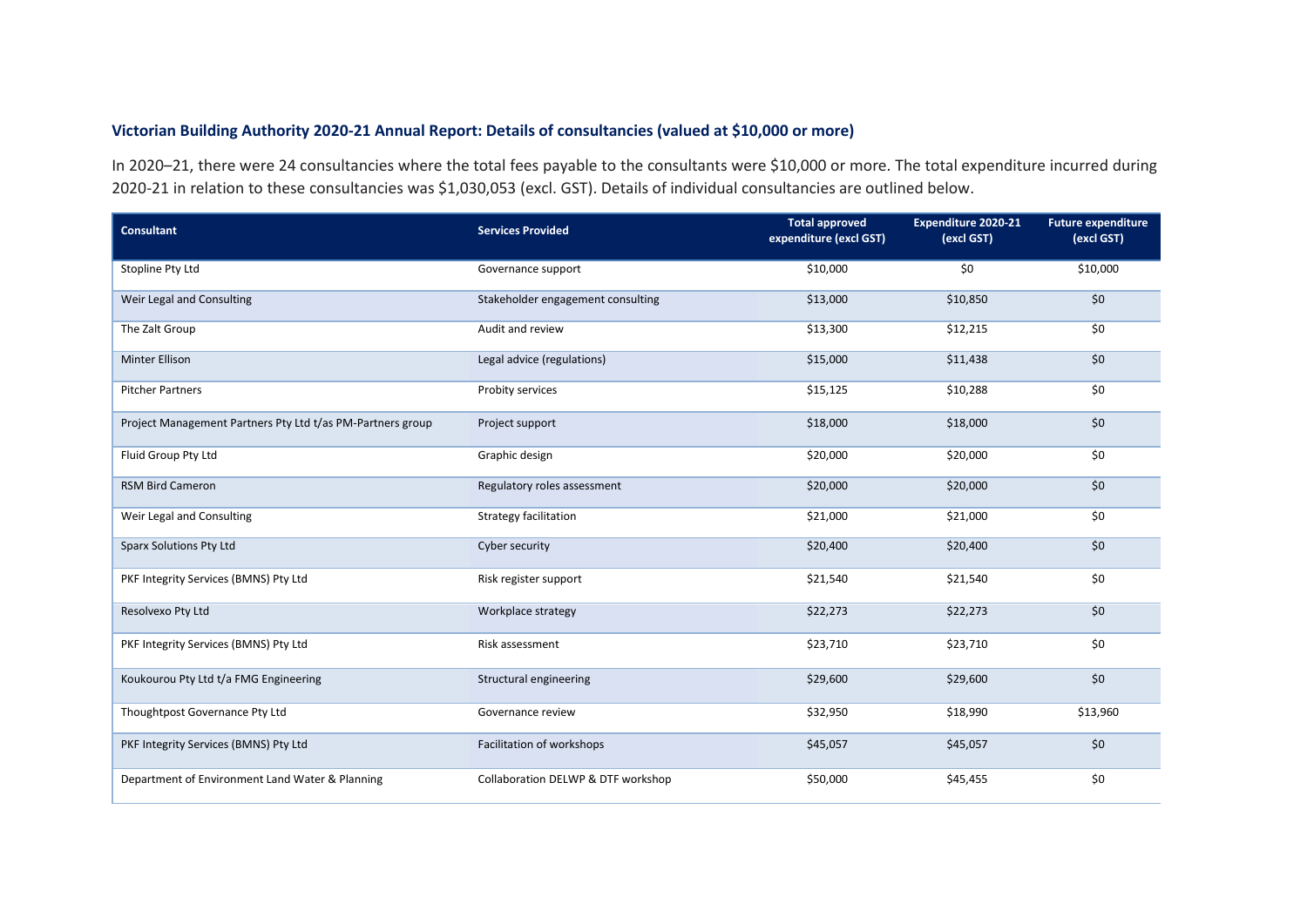### Victorian Building Authority 2020-21 Annual Report: Details of consultancies (valued at $10,000 or more)

In 2020–21, there were 24 consultancies where the total fees payable to the consultants were $10,000 or more. The total expenditure incurred during 2020-21 in relation to these consultancies was $1,030,053 (excl. GST). Details of individual consultancies are outlined below.

| Consultant | Services Provided | Total approved expenditure (excl GST) | Expenditure 2020-21 (excl GST) | Future expenditure (excl GST) |
|---|---|---|---|---|
| Stopline Pty Ltd | Governance support | $10,000 | $0 | $10,000 |
| Weir Legal and Consulting | Stakeholder engagement consulting | $13,000 | $10,850 | $0 |
| The Zalt Group | Audit and review | $13,300 | $12,215 | $0 |
| Minter Ellison | Legal advice (regulations) | $15,000 | $11,438 | $0 |
| Pitcher Partners | Probity services | $15,125 | $10,288 | $0 |
| Project Management Partners Pty Ltd t/as PM-Partners group | Project support | $18,000 | $18,000 | $0 |
| Fluid Group Pty Ltd | Graphic design | $20,000 | $20,000 | $0 |
| RSM Bird Cameron | Regulatory roles assessment | $20,000 | $20,000 | $0 |
| Weir Legal and Consulting | Strategy facilitation | $21,000 | $21,000 | $0 |
| Sparx Solutions Pty Ltd | Cyber security | $20,400 | $20,400 | $0 |
| PKF Integrity Services (BMNS) Pty Ltd | Risk register support | $21,540 | $21,540 | $0 |
| Resolvexo Pty Ltd | Workplace strategy | $22,273 | $22,273 | $0 |
| PKF Integrity Services (BMNS) Pty Ltd | Risk assessment | $23,710 | $23,710 | $0 |
| Koukourou Pty Ltd t/a FMG Engineering | Structural engineering | $29,600 | $29,600 | $0 |
| Thoughtpost Governance Pty Ltd | Governance review | $32,950 | $18,990 | $13,960 |
| PKF Integrity Services (BMNS) Pty Ltd | Facilitation of workshops | $45,057 | $45,057 | $0 |
| Department of Environment Land Water & Planning | Collaboration DELWP & DTF workshop | $50,000 | $45,455 | $0 |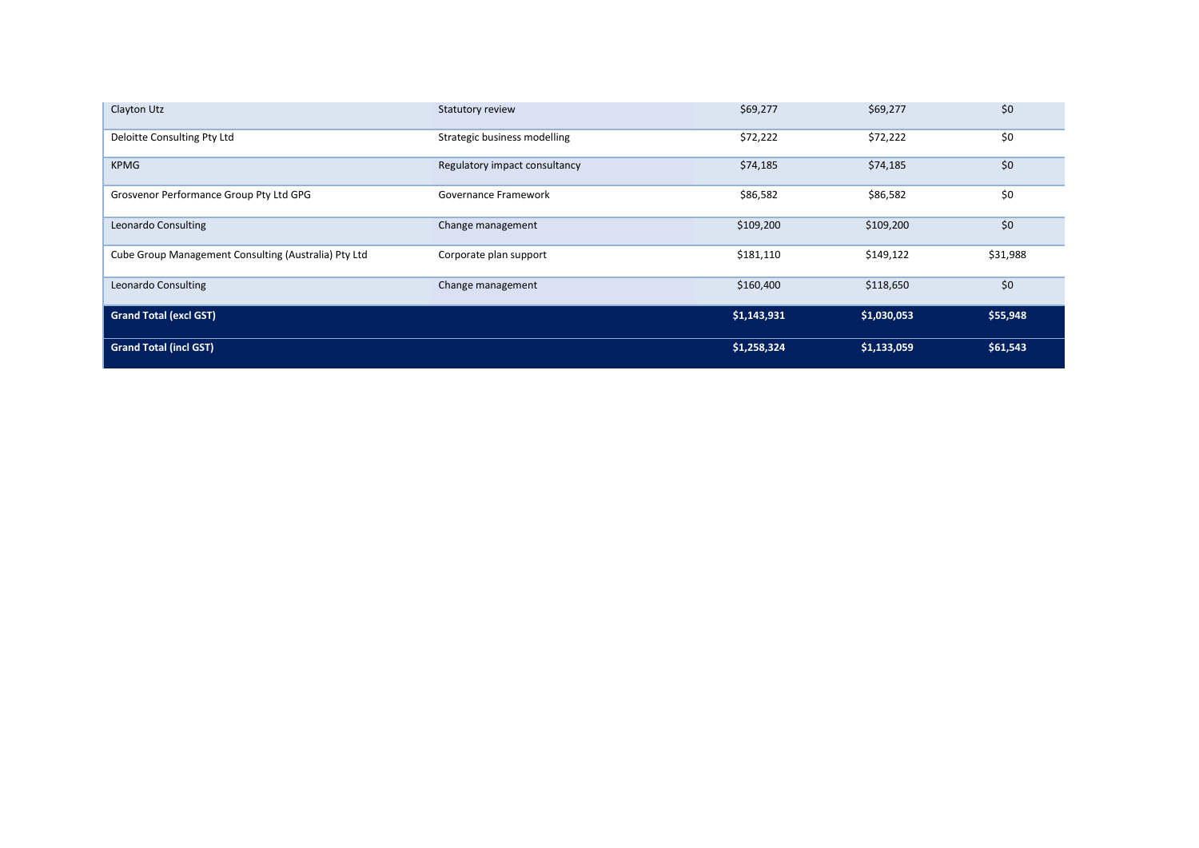| | | | | |
|---|---|---|---|---|
| Clayton Utz | Statutory review | $69,277 | $69,277 | $0 |
| Deloitte Consulting Pty Ltd | Strategic business modelling | $72,222 | $72,222 | $0 |
| KPMG | Regulatory impact consultancy | $74,185 | $74,185 | $0 |
| Grosvenor Performance Group Pty Ltd GPG | Governance Framework | $86,582 | $86,582 | $0 |
| Leonardo Consulting | Change management | $109,200 | $109,200 | $0 |
| Cube Group Management Consulting (Australia) Pty Ltd | Corporate plan support | $181,110 | $149,122 | $31,988 |
| Leonardo Consulting | Change management | $160,400 | $118,650 | $0 |
| **Grand Total (excl GST)** | | **$1,143,931** | **$1,030,053** | **$55,948** |
| **Grand Total (incl GST)** | | **$1,258,324** | **$1,133,059** | **$61,543** |